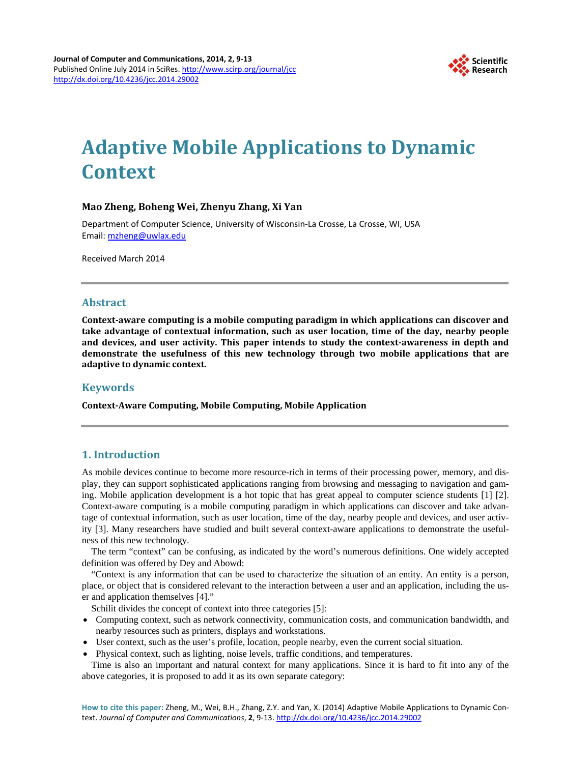# Adaptive Mobile Applications to Dynamic Context

**Mao Zheng, Boheng Wei, Zhenyu Zhang, Xi Yan**

Department of Computer Science, University of Wisconsin-La Crosse, La Crosse, WI, USA
Email: mzheng@uwlax.edu

Received March 2014

## Abstract

**Context-aware computing is a mobile computing paradigm in which applications can discover and take advantage of contextual information, such as user location, time of the day, nearby people and devices, and user activity. This paper intends to study the context-awareness in depth and demonstrate the usefulness of this new technology through two mobile applications that are adaptive to dynamic context.**

## Keywords

**Context-Aware Computing, Mobile Computing, Mobile Application**

## 1. Introduction

As mobile devices continue to become more resource-rich in terms of their processing power, memory, and display, they can support sophisticated applications ranging from browsing and messaging to navigation and gaming. Mobile application development is a hot topic that has great appeal to computer science students [1] [2]. Context-aware computing is a mobile computing paradigm in which applications can discover and take advantage of contextual information, such as user location, time of the day, nearby people and devices, and user activity [3]. Many researchers have studied and built several context-aware applications to demonstrate the usefulness of this new technology.

The term "context" can be confusing, as indicated by the word's numerous definitions. One widely accepted definition was offered by Dey and Abowd:

"Context is any information that can be used to characterize the situation of an entity. An entity is a person, place, or object that is considered relevant to the interaction between a user and an application, including the user and application themselves [4]."

Schilit divides the concept of context into three categories [5]:

- Computing context, such as network connectivity, communication costs, and communication bandwidth, and nearby resources such as printers, displays and workstations.
- User context, such as the user's profile, location, people nearby, even the current social situation.
- Physical context, such as lighting, noise levels, traffic conditions, and temperatures.

Time is also an important and natural context for many applications. Since it is hard to fit into any of the above categories, it is proposed to add it as its own separate category:

**How to cite this paper:** Zheng, M., Wei, B.H., Zhang, Z.Y. and Yan, X. (2014) Adaptive Mobile Applications to Dynamic Context. *Journal of Computer and Communications*, **2**, 9-13. http://dx.doi.org/10.4236/jcc.2014.29002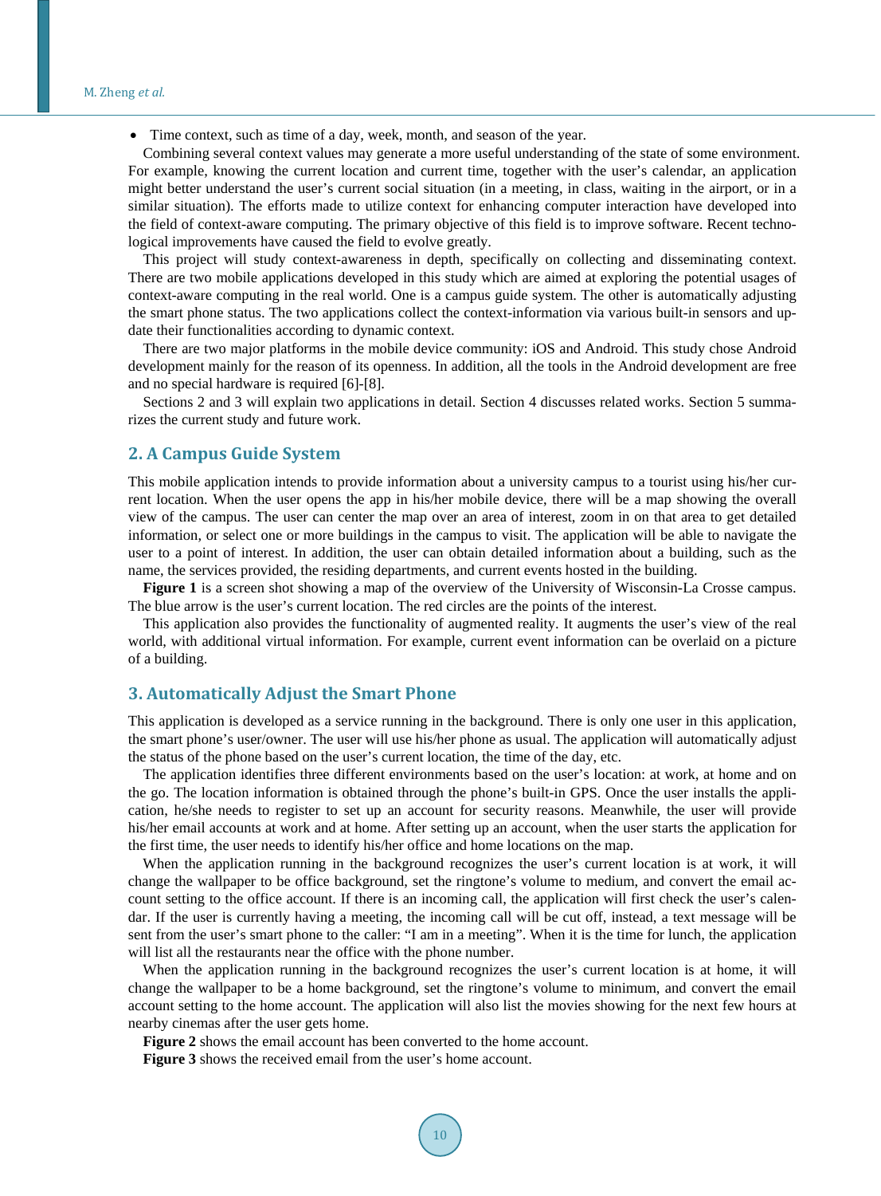- Time context, such as time of a day, week, month, and season of the year.

Combining several context values may generate a more useful understanding of the state of some environment. For example, knowing the current location and current time, together with the user's calendar, an application might better understand the user's current social situation (in a meeting, in class, waiting in the airport, or in a similar situation). The efforts made to utilize context for enhancing computer interaction have developed into the field of context-aware computing. The primary objective of this field is to improve software. Recent technological improvements have caused the field to evolve greatly.

This project will study context-awareness in depth, specifically on collecting and disseminating context. There are two mobile applications developed in this study which are aimed at exploring the potential usages of context-aware computing in the real world. One is a campus guide system. The other is automatically adjusting the smart phone status. The two applications collect the context-information via various built-in sensors and update their functionalities according to dynamic context.

There are two major platforms in the mobile device community: iOS and Android. This study chose Android development mainly for the reason of its openness. In addition, all the tools in the Android development are free and no special hardware is required [6]-[8].

Sections 2 and 3 will explain two applications in detail. Section 4 discusses related works. Section 5 summarizes the current study and future work.

## 2. A Campus Guide System

This mobile application intends to provide information about a university campus to a tourist using his/her current location. When the user opens the app in his/her mobile device, there will be a map showing the overall view of the campus. The user can center the map over an area of interest, zoom in on that area to get detailed information, or select one or more buildings in the campus to visit. The application will be able to navigate the user to a point of interest. In addition, the user can obtain detailed information about a building, such as the name, the services provided, the residing departments, and current events hosted in the building.

**Figure 1** is a screen shot showing a map of the overview of the University of Wisconsin-La Crosse campus. The blue arrow is the user's current location. The red circles are the points of the interest.

This application also provides the functionality of augmented reality. It augments the user's view of the real world, with additional virtual information. For example, current event information can be overlaid on a picture of a building.

## 3. Automatically Adjust the Smart Phone

This application is developed as a service running in the background. There is only one user in this application, the smart phone's user/owner. The user will use his/her phone as usual. The application will automatically adjust the status of the phone based on the user's current location, the time of the day, etc.

The application identifies three different environments based on the user's location: at work, at home and on the go. The location information is obtained through the phone's built-in GPS. Once the user installs the application, he/she needs to register to set up an account for security reasons. Meanwhile, the user will provide his/her email accounts at work and at home. After setting up an account, when the user starts the application for the first time, the user needs to identify his/her office and home locations on the map.

When the application running in the background recognizes the user's current location is at work, it will change the wallpaper to be office background, set the ringtone's volume to medium, and convert the email account setting to the office account. If there is an incoming call, the application will first check the user's calendar. If the user is currently having a meeting, the incoming call will be cut off, instead, a text message will be sent from the user's smart phone to the caller: "I am in a meeting". When it is the time for lunch, the application will list all the restaurants near the office with the phone number.

When the application running in the background recognizes the user's current location is at home, it will change the wallpaper to be a home background, set the ringtone's volume to minimum, and convert the email account setting to the home account. The application will also list the movies showing for the next few hours at nearby cinemas after the user gets home.

**Figure 2** shows the email account has been converted to the home account.

**Figure 3** shows the received email from the user's home account.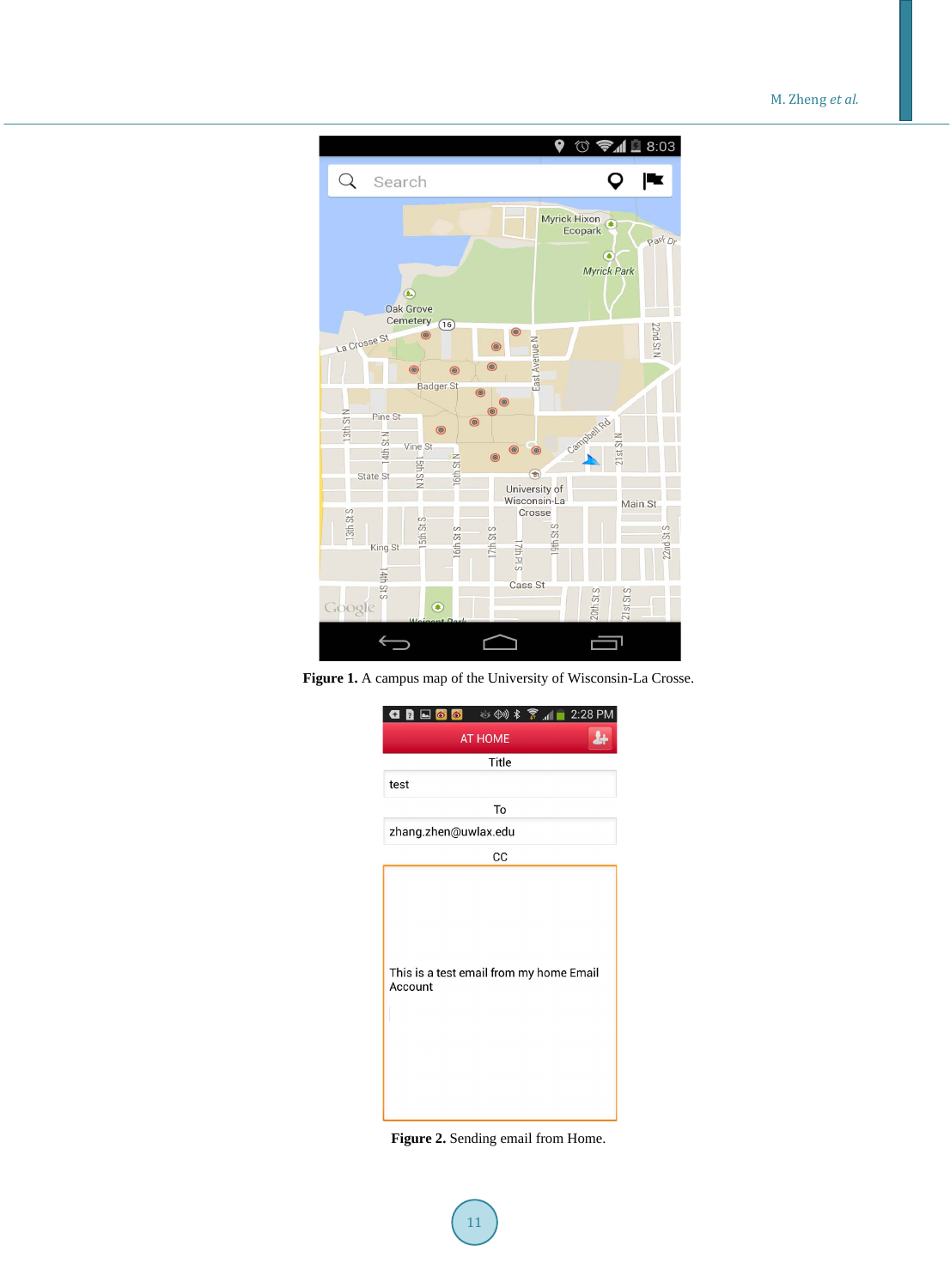**Figure 1.** A campus map of the University of Wisconsin-La Crosse.

**Figure 2.** Sending email from Home.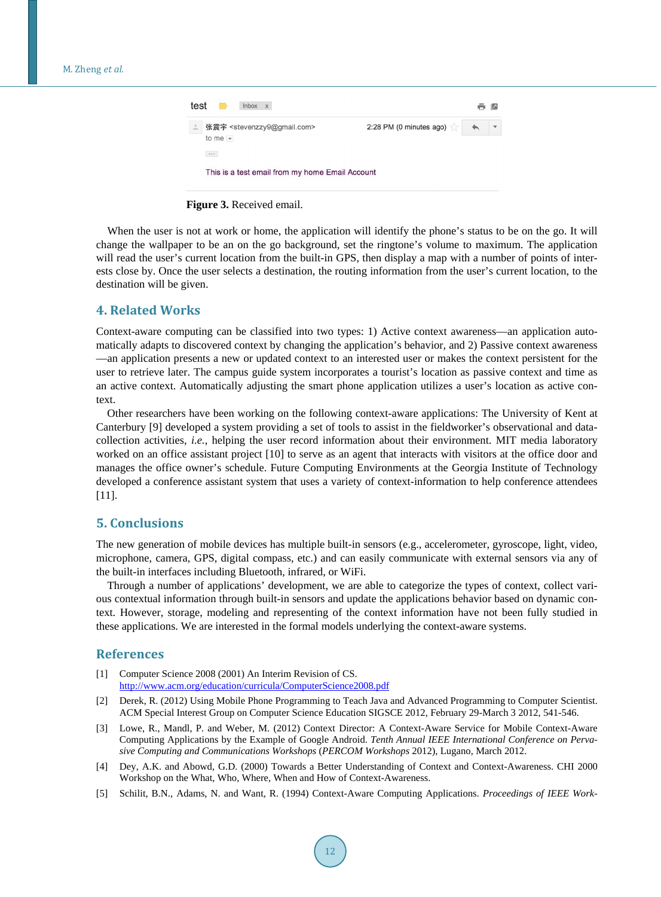Figure 3. Received email.

When the user is not at work or home, the application will identify the phone's status to be on the go. It will change the wallpaper to be an on the go background, set the ringtone's volume to maximum. The application will read the user's current location from the built-in GPS, then display a map with a number of points of interests close by. Once the user selects a destination, the routing information from the user's current location, to the destination will be given.

## 4. Related Works

Context-aware computing can be classified into two types: 1) Active context awareness—an application automatically adapts to discovered context by changing the application's behavior, and 2) Passive context awareness—an application presents a new or updated context to an interested user or makes the context persistent for the user to retrieve later. The campus guide system incorporates a tourist's location as passive context and time as an active context. Automatically adjusting the smart phone application utilizes a user's location as active context.

Other researchers have been working on the following context-aware applications: The University of Kent at Canterbury [9] developed a system providing a set of tools to assist in the fieldworker's observational and data-collection activities, *i.e.*, helping the user record information about their environment. MIT media laboratory worked on an office assistant project [10] to serve as an agent that interacts with visitors at the office door and manages the office owner's schedule. Future Computing Environments at the Georgia Institute of Technology developed a conference assistant system that uses a variety of context-information to help conference attendees [11].

## 5. Conclusions

The new generation of mobile devices has multiple built-in sensors (e.g., accelerometer, gyroscope, light, video, microphone, camera, GPS, digital compass, etc.) and can easily communicate with external sensors via any of the built-in interfaces including Bluetooth, infrared, or WiFi.

Through a number of applications' development, we are able to categorize the types of context, collect various contextual information through built-in sensors and update the applications behavior based on dynamic context. However, storage, modeling and representing of the context information have not been fully studied in these applications. We are interested in the formal models underlying the context-aware systems.

## References

[1] Computer Science 2008 (2001) An Interim Revision of CS. http://www.acm.org/education/curricula/ComputerScience2008.pdf

[2] Derek, R. (2012) Using Mobile Phone Programming to Teach Java and Advanced Programming to Computer Scientist. ACM Special Interest Group on Computer Science Education SIGSCE 2012, February 29-March 3 2012, 541-546.

[3] Lowe, R., Mandl, P. and Weber, M. (2012) Context Director: A Context-Aware Service for Mobile Context-Aware Computing Applications by the Example of Google Android. *Tenth Annual IEEE International Conference on Pervasive Computing and Communications Workshops* (*PERCOM Workshops* 2012), Lugano, March 2012.

[4] Dey, A.K. and Abowd, G.D. (2000) Towards a Better Understanding of Context and Context-Awareness. CHI 2000 Workshop on the What, Who, Where, When and How of Context-Awareness.

[5] Schilit, B.N., Adams, N. and Want, R. (1994) Context-Aware Computing Applications. *Proceedings of IEEE Work-*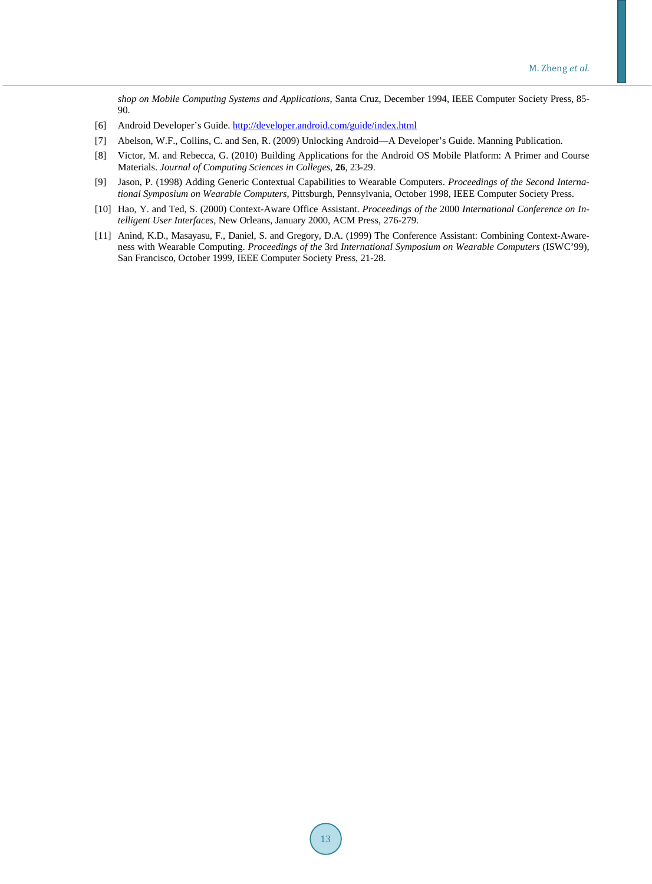*shop on Mobile Computing Systems and Applications*, Santa Cruz, December 1994, IEEE Computer Society Press, 85-90.

[6] Android Developer's Guide. http://developer.android.com/guide/index.html

[7] Abelson, W.F., Collins, C. and Sen, R. (2009) Unlocking Android—A Developer's Guide. Manning Publication.

[8] Victor, M. and Rebecca, G. (2010) Building Applications for the Android OS Mobile Platform: A Primer and Course Materials. *Journal of Computing Sciences in Colleges*, **26**, 23-29.

[9] Jason, P. (1998) Adding Generic Contextual Capabilities to Wearable Computers. *Proceedings of the Second International Symposium on Wearable Computers*, Pittsburgh, Pennsylvania, October 1998, IEEE Computer Society Press.

[10] Hao, Y. and Ted, S. (2000) Context-Aware Office Assistant. *Proceedings of the* 2000 *International Conference on Intelligent User Interfaces*, New Orleans, January 2000, ACM Press, 276-279.

[11] Anind, K.D., Masayasu, F., Daniel, S. and Gregory, D.A. (1999) The Conference Assistant: Combining Context-Awareness with Wearable Computing. *Proceedings of the* 3rd *International Symposium on Wearable Computers* (ISWC'99), San Francisco, October 1999, IEEE Computer Society Press, 21-28.